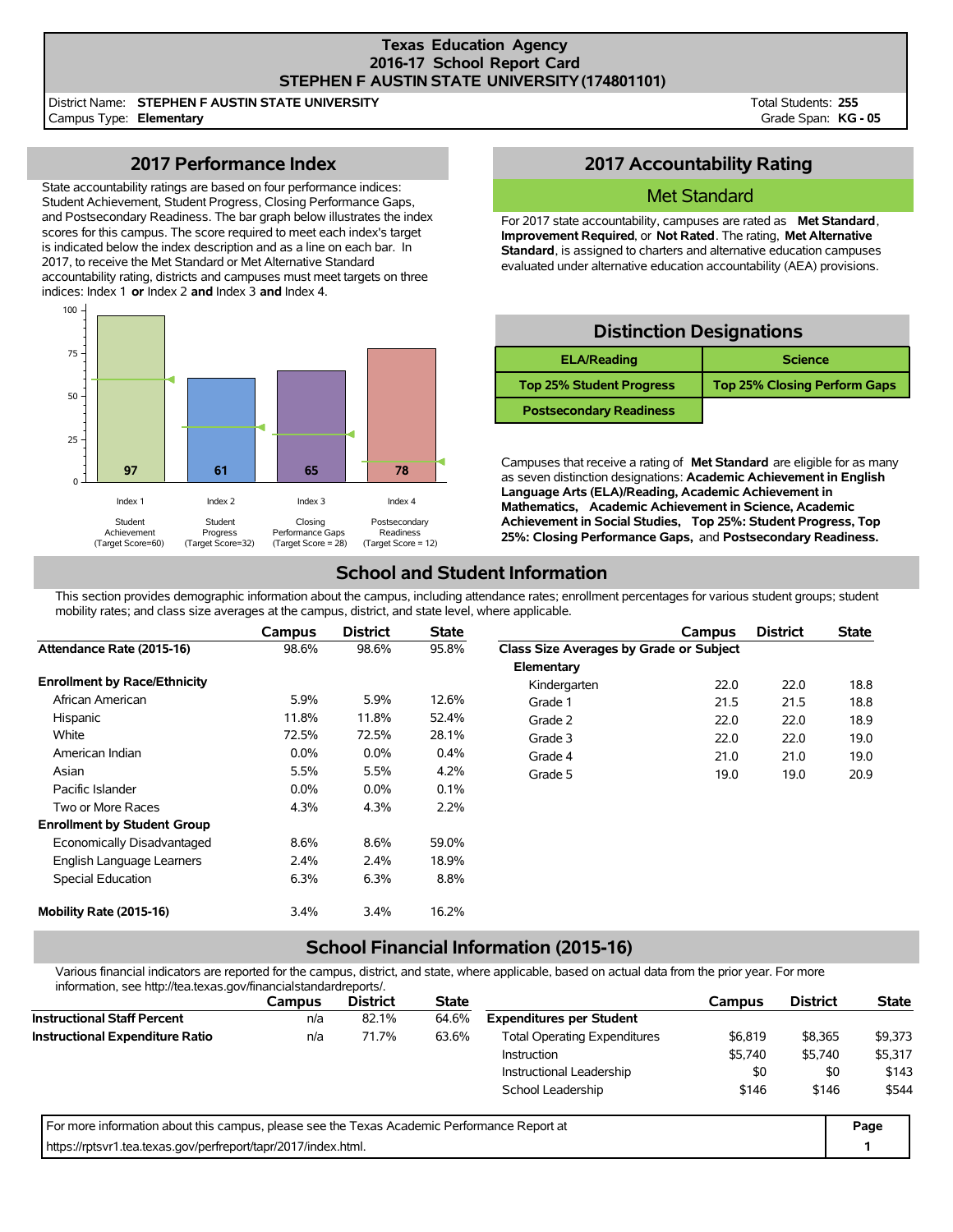# Texas Education Agency
## 2016-17 School Report Card
## STEPHEN F AUSTIN STATE UNIVERSITY (174801101)

District Name: **STEPHEN F AUSTIN STATE UNIVERSITY**
Campus Type: **Elementary**

Total Students: **255**
Grade Span: **KG - 05**

## 2017 Performance Index

State accountability ratings are based on four performance indices: Student Achievement, Student Progress, Closing Performance Gaps, and Postsecondary Readiness. The bar graph below illustrates the index scores for this campus. The score required to meet each index's target is indicated below the index description and as a line on each bar. In 2017, to receive the Met Standard or Met Alternative Standard accountability rating, districts and campuses must meet targets on three indices: Index 1 **or** Index 2 **and** Index 3 **and** Index 4.

| Index | Description | Target Score | Score |
|---|---|---|---|
| Index 1 | Student Achievement | 60 | 97 |
| Index 2 | Student Progress | 32 | 61 |
| Index 3 | Closing Performance Gaps | 28 | 65 |
| Index 4 | Postsecondary Readiness | 12 | 78 |

## 2017 Accountability Rating

**Met Standard**

For 2017 state accountability, campuses are rated as **Met Standard**, **Improvement Required**, or **Not Rated**. The rating, **Met Alternative Standard**, is assigned to charters and alternative education campuses evaluated under alternative education accountability (AEA) provisions.

## Distinction Designations

| | |
|---|---|
| ELA/Reading | Science |
| Top 25% Student Progress | Top 25% Closing Perform Gaps |
| Postsecondary Readiness | |

Campuses that receive a rating of **Met Standard** are eligible for as many as seven distinction designations: **Academic Achievement in English Language Arts (ELA)/Reading, Academic Achievement in Mathematics, Academic Achievement in Science, Academic Achievement in Social Studies, Top 25%: Student Progress, Top 25%: Closing Performance Gaps,** and **Postsecondary Readiness.**

## School and Student Information

This section provides demographic information about the campus, including attendance rates; enrollment percentages for various student groups; student mobility rates; and class size averages at the campus, district, and state level, where applicable.

| | Campus | District | State |
|---|---|---|---|
| **Attendance Rate (2015-16)** | 98.6% | 98.6% | 95.8% |
| **Enrollment by Race/Ethnicity** | | | |
| African American | 5.9% | 5.9% | 12.6% |
| Hispanic | 11.8% | 11.8% | 52.4% |
| White | 72.5% | 72.5% | 28.1% |
| American Indian | 0.0% | 0.0% | 0.4% |
| Asian | 5.5% | 5.5% | 4.2% |
| Pacific Islander | 0.0% | 0.0% | 0.1% |
| Two or More Races | 4.3% | 4.3% | 2.2% |
| **Enrollment by Student Group** | | | |
| Economically Disadvantaged | 8.6% | 8.6% | 59.0% |
| English Language Learners | 2.4% | 2.4% | 18.9% |
| Special Education | 6.3% | 6.3% | 8.8% |
| **Mobility Rate (2015-16)** | 3.4% | 3.4% | 16.2% |

| | Campus | District | State |
|---|---|---|---|
| **Class Size Averages by Grade or Subject** | | | |
| **Elementary** | | | |
| Kindergarten | 22.0 | 22.0 | 18.8 |
| Grade 1 | 21.5 | 21.5 | 18.8 |
| Grade 2 | 22.0 | 22.0 | 18.9 |
| Grade 3 | 22.0 | 22.0 | 19.0 |
| Grade 4 | 21.0 | 21.0 | 19.0 |
| Grade 5 | 19.0 | 19.0 | 20.9 |

## School Financial Information (2015-16)

Various financial indicators are reported for the campus, district, and state, where applicable, based on actual data from the prior year. For more information, see http://tea.texas.gov/financialstandardreports/.

| | Campus | District | State |
|---|---|---|---|
| **Instructional Staff Percent** | n/a | 82.1% | 64.6% |
| **Instructional Expenditure Ratio** | n/a | 71.7% | 63.6% |

| | Campus | District | State |
|---|---|---|---|
| **Expenditures per Student** | | | |
| Total Operating Expenditures | $6,819 | $8,365 | $9,373 |
| Instruction | $5,740 | $5,740 | $5,317 |
| Instructional Leadership | $0 | $0 | $143 |
| School Leadership | $146 | $146 | $544 |

For more information about this campus, please see the Texas Academic Performance Report at https://rptsvr1.tea.texas.gov/perfreport/tapr/2017/index.html.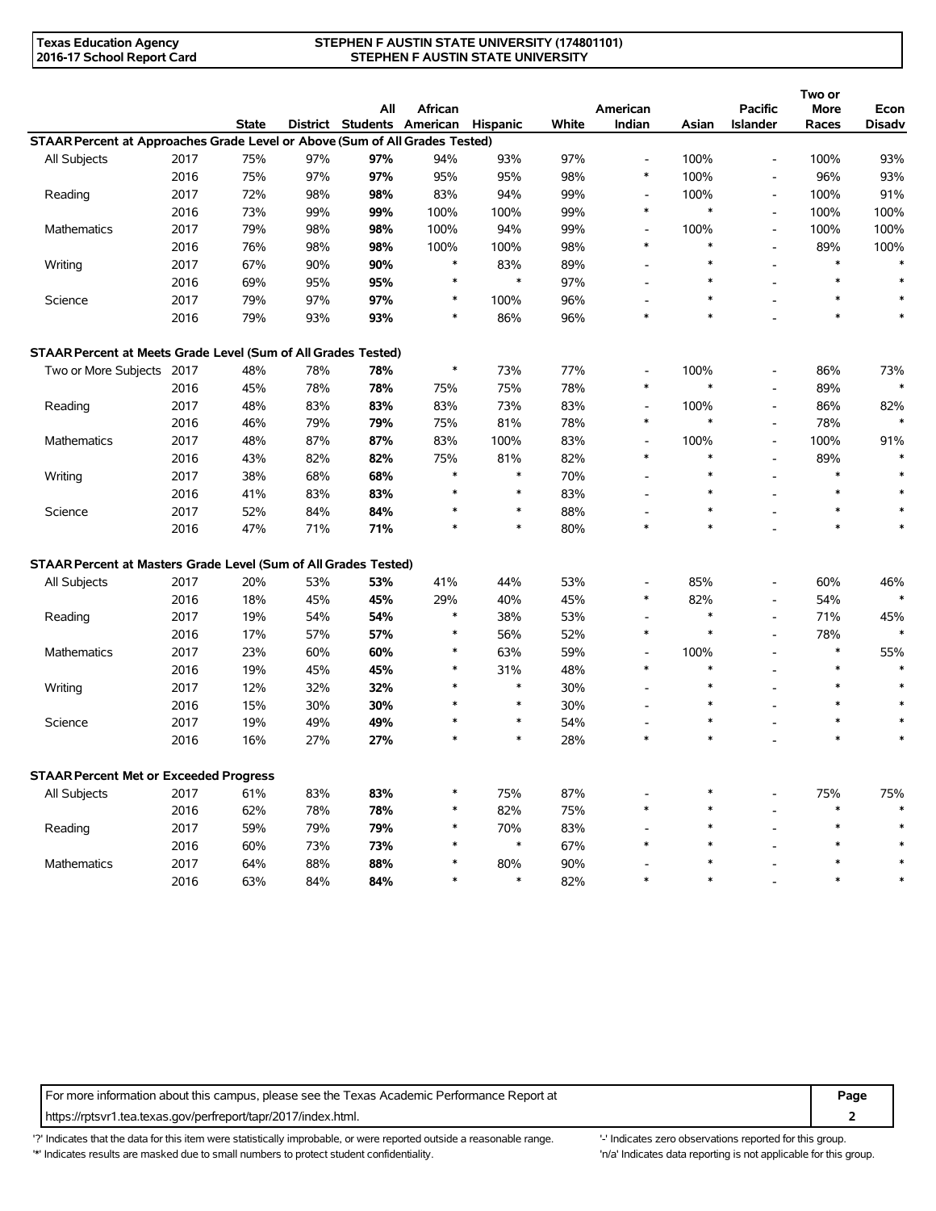| | | State | District | All Students | African American | Hispanic | White | American Indian | Asian | Pacific Islander | Two or More Races | Econ Disadv |
|---|---|---|---|---|---|---|---|---|---|---|---|---|
| **STAAR Percent at Approaches Grade Level or Above (Sum of All Grades Tested)** | | | | | | | | | | | | |
| All Subjects | 2017 | 75% | 97% | **97%** | 94% | 93% | 97% | - | 100% | - | 100% | 93% |
| | 2016 | 75% | 97% | **97%** | 95% | 95% | 98% | * | 100% | - | 96% | 93% |
| Reading | 2017 | 72% | 98% | **98%** | 83% | 94% | 99% | - | 100% | - | 100% | 91% |
| | 2016 | 73% | 99% | **99%** | 100% | 100% | 99% | * | * | - | 100% | 100% |
| Mathematics | 2017 | 79% | 98% | **98%** | 100% | 94% | 99% | - | 100% | - | 100% | 100% |
| | 2016 | 76% | 98% | **98%** | 100% | 100% | 98% | * | * | - | 89% | 100% |
| Writing | 2017 | 67% | 90% | **90%** | * | 83% | 89% | - | * | - | * | * |
| | 2016 | 69% | 95% | **95%** | * | * | 97% | - | * | - | * | * |
| Science | 2017 | 79% | 97% | **97%** | * | 100% | 96% | - | * | - | * | * |
| | 2016 | 79% | 93% | **93%** | * | 86% | 96% | * | * | - | * | * |
| **STAAR Percent at Meets Grade Level (Sum of All Grades Tested)** | | | | | | | | | | | | |
| Two or More Subjects | 2017 | 48% | 78% | **78%** | * | 73% | 77% | - | 100% | - | 86% | 73% |
| | 2016 | 45% | 78% | **78%** | 75% | 75% | 78% | * | * | - | 89% | * |
| Reading | 2017 | 48% | 83% | **83%** | 83% | 73% | 83% | - | 100% | - | 86% | 82% |
| | 2016 | 46% | 79% | **79%** | 75% | 81% | 78% | * | * | - | 78% | * |
| Mathematics | 2017 | 48% | 87% | **87%** | 83% | 100% | 83% | - | 100% | - | 100% | 91% |
| | 2016 | 43% | 82% | **82%** | 75% | 81% | 82% | * | * | - | 89% | * |
| Writing | 2017 | 38% | 68% | **68%** | * | * | 70% | - | * | - | * | * |
| | 2016 | 41% | 83% | **83%** | * | * | 83% | - | * | - | * | * |
| Science | 2017 | 52% | 84% | **84%** | * | * | 88% | - | * | - | * | * |
| | 2016 | 47% | 71% | **71%** | * | * | 80% | * | * | - | * | * |
| **STAAR Percent at Masters Grade Level (Sum of All Grades Tested)** | | | | | | | | | | | | |
| All Subjects | 2017 | 20% | 53% | **53%** | 41% | 44% | 53% | - | 85% | - | 60% | 46% |
| | 2016 | 18% | 45% | **45%** | 29% | 40% | 45% | * | 82% | - | 54% | * |
| Reading | 2017 | 19% | 54% | **54%** | * | 38% | 53% | - | * | - | 71% | 45% |
| | 2016 | 17% | 57% | **57%** | * | 56% | 52% | * | * | - | 78% | * |
| Mathematics | 2017 | 23% | 60% | **60%** | * | 63% | 59% | - | 100% | - | * | 55% |
| | 2016 | 19% | 45% | **45%** | * | 31% | 48% | * | * | - | * | * |
| Writing | 2017 | 12% | 32% | **32%** | * | * | 30% | - | * | - | * | * |
| | 2016 | 15% | 30% | **30%** | * | * | 30% | - | * | - | * | * |
| Science | 2017 | 19% | 49% | **49%** | * | * | 54% | - | * | - | * | * |
| | 2016 | 16% | 27% | **27%** | * | * | 28% | * | * | - | * | * |
| **STAAR Percent Met or Exceeded Progress** | | | | | | | | | | | | |
| All Subjects | 2017 | 61% | 83% | **83%** | * | 75% | 87% | - | * | - | 75% | 75% |
| | 2016 | 62% | 78% | **78%** | * | 82% | 75% | * | * | - | * | * |
| Reading | 2017 | 59% | 79% | **79%** | * | 70% | 83% | - | * | - | * | * |
| | 2016 | 60% | 73% | **73%** | * | * | 67% | * | * | - | * | * |
| Mathematics | 2017 | 64% | 88% | **88%** | * | 80% | 90% | - | * | - | * | * |
| | 2016 | 63% | 84% | **84%** | * | * | 82% | * | * | - | * | * |

For more information about this campus, please see the Texas Academic Performance Report at https://rptsvr1.tea.texas.gov/perfreport/tapr/2017/index.html.

'?' Indicates that the data for this item were statistically improbable, or were reported outside a reasonable range.
'*' Indicates results are masked due to small numbers to protect student confidentiality.
'-' Indicates zero observations reported for this group.
'n/a' Indicates data reporting is not applicable for this group.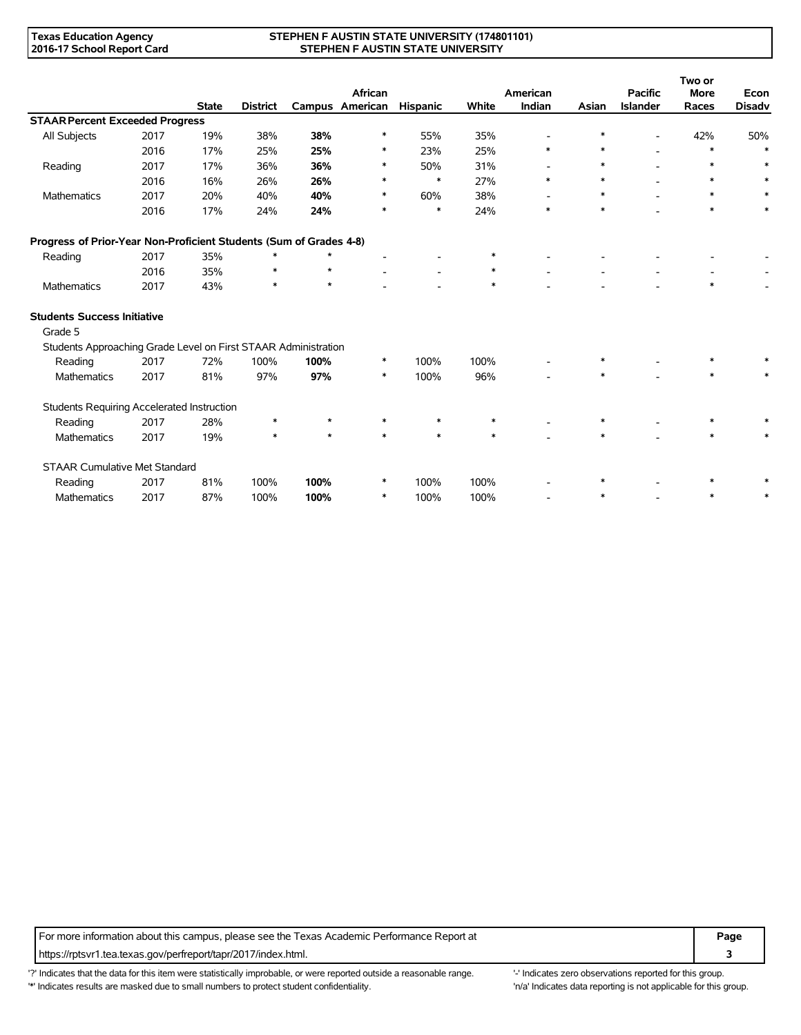| | | State | District | Campus | African American | Hispanic | White | American Indian | Asian | Pacific Islander | Two or More Races | Econ Disadv |
|---|---|---|---|---|---|---|---|---|---|---|---|---|
| **STAAR Percent Exceeded Progress** | | | | | | | | | | | | |
| All Subjects | 2017 | 19% | 38% | **38%** | * | 55% | 35% | - | * | - | 42% | 50% |
| | 2016 | 17% | 25% | **25%** | * | 23% | 25% | * | * | - | * | * |
| Reading | 2017 | 17% | 36% | **36%** | * | 50% | 31% | - | * | - | * | * |
| | 2016 | 16% | 26% | **26%** | * | * | 27% | * | * | - | * | * |
| Mathematics | 2017 | 20% | 40% | **40%** | * | 60% | 38% | - | * | - | * | * |
| | 2016 | 17% | 24% | **24%** | * | * | 24% | * | * | - | * | * |
| **Progress of Prior-Year Non-Proficient Students (Sum of Grades 4-8)** | | | | | | | | | | | | |
| Reading | 2017 | 35% | * | * | - | - | * | - | - | - | - | - |
| | 2016 | 35% | * | * | - | - | * | - | - | - | - | - |
| Mathematics | 2017 | 43% | * | * | - | - | * | - | - | - | * | - |
| **Students Success Initiative** | | | | | | | | | | | | |
| Grade 5 | | | | | | | | | | | | |
| Students Approaching Grade Level on First STAAR Administration | | | | | | | | | | | | |
| Reading | 2017 | 72% | 100% | **100%** | * | 100% | 100% | - | * | - | * | * |
| Mathematics | 2017 | 81% | 97% | **97%** | * | 100% | 96% | - | * | - | * | * |
| Students Requiring Accelerated Instruction | | | | | | | | | | | | |
| Reading | 2017 | 28% | * | * | * | * | * | - | * | - | * | * |
| Mathematics | 2017 | 19% | * | * | * | * | * | - | * | - | * | * |
| STAAR Cumulative Met Standard | | | | | | | | | | | | |
| Reading | 2017 | 81% | 100% | **100%** | * | 100% | 100% | - | * | - | * | * |
| Mathematics | 2017 | 87% | 100% | **100%** | * | 100% | 100% | - | * | - | * | * |

For more information about this campus, please see the Texas Academic Performance Report at https://rptsvr1.tea.texas.gov/perfreport/tapr/2017/index.html.

'?' Indicates that the data for this item were statistically improbable, or were reported outside a reasonable range.
'*' Indicates results are masked due to small numbers to protect student confidentiality.
'-' Indicates zero observations reported for this group.
'n/a' Indicates data reporting is not applicable for this group.